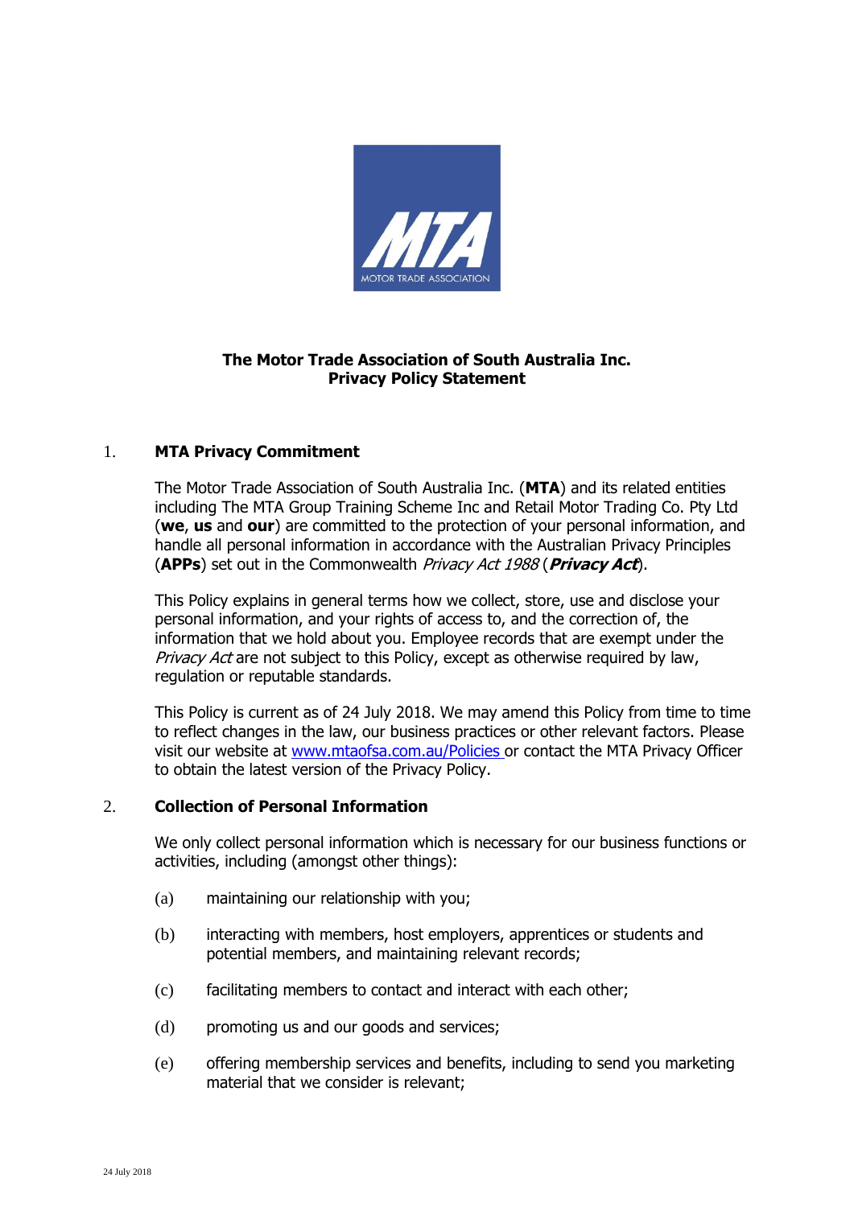# The Motor Trade Association of South Australia Inc.
# Privacy Policy Statement

## 1. MTA Privacy Commitment

The Motor Trade Association of South Australia Inc. (**MTA**) and its related entities including The MTA Group Training Scheme Inc and Retail Motor Trading Co. Pty Ltd (**we**, **us** and **our**) are committed to the protection of your personal information, and handle all personal information in accordance with the Australian Privacy Principles (**APPs**) set out in the Commonwealth *Privacy Act 1988* (***Privacy Act***).

This Policy explains in general terms how we collect, store, use and disclose your personal information, and your rights of access to, and the correction of, the information that we hold about you. Employee records that are exempt under the *Privacy Act* are not subject to this Policy, except as otherwise required by law, regulation or reputable standards.

This Policy is current as of 24 July 2018. We may amend this Policy from time to time to reflect changes in the law, our business practices or other relevant factors. Please visit our website at [www.mtaofsa.com.au/Policies](www.mtaofsa.com.au/Policies) or contact the MTA Privacy Officer to obtain the latest version of the Privacy Policy.

## 2. Collection of Personal Information

We only collect personal information which is necessary for our business functions or activities, including (amongst other things):

(a) maintaining our relationship with you;

(b) interacting with members, host employers, apprentices or students and potential members, and maintaining relevant records;

(c) facilitating members to contact and interact with each other;

(d) promoting us and our goods and services;

(e) offering membership services and benefits, including to send you marketing material that we consider is relevant;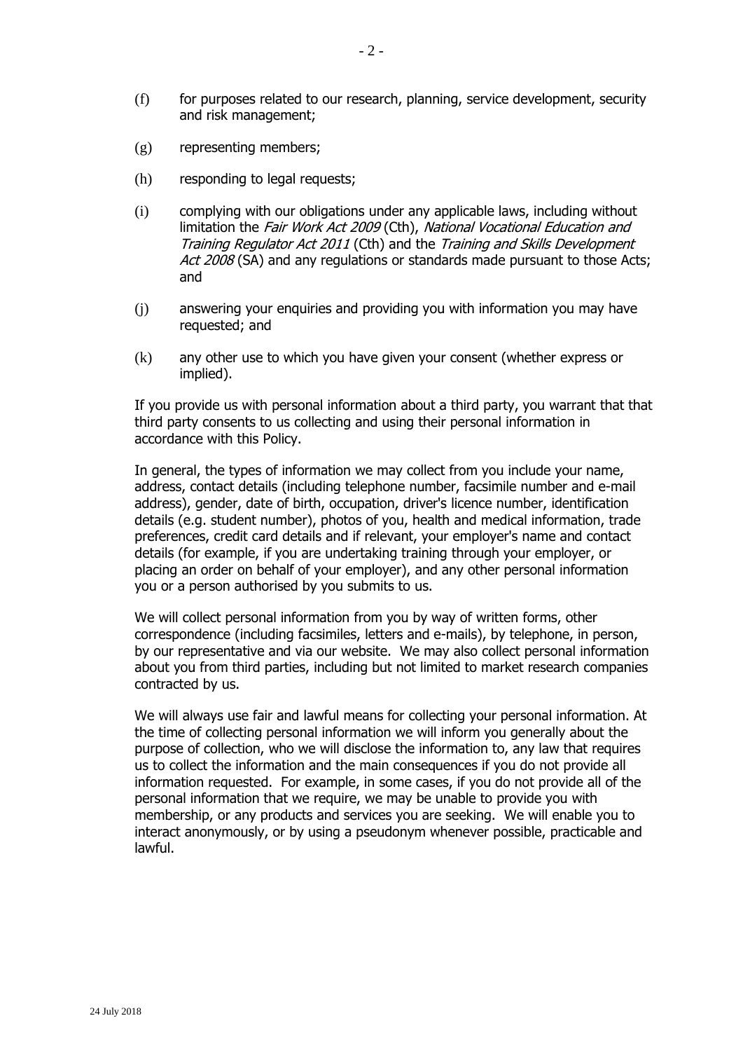(f) for purposes related to our research, planning, service development, security and risk management;

(g) representing members;

(h) responding to legal requests;

(i) complying with our obligations under any applicable laws, including without limitation the *Fair Work Act 2009* (Cth), *National Vocational Education and Training Regulator Act 2011* (Cth) and the *Training and Skills Development Act 2008* (SA) and any regulations or standards made pursuant to those Acts; and

(j) answering your enquiries and providing you with information you may have requested; and

(k) any other use to which you have given your consent (whether express or implied).

If you provide us with personal information about a third party, you warrant that that third party consents to us collecting and using their personal information in accordance with this Policy.

In general, the types of information we may collect from you include your name, address, contact details (including telephone number, facsimile number and e-mail address), gender, date of birth, occupation, driver's licence number, identification details (e.g. student number), photos of you, health and medical information, trade preferences, credit card details and if relevant, your employer's name and contact details (for example, if you are undertaking training through your employer, or placing an order on behalf of your employer), and any other personal information you or a person authorised by you submits to us.

We will collect personal information from you by way of written forms, other correspondence (including facsimiles, letters and e-mails), by telephone, in person, by our representative and via our website. We may also collect personal information about you from third parties, including but not limited to market research companies contracted by us.

We will always use fair and lawful means for collecting your personal information. At the time of collecting personal information we will inform you generally about the purpose of collection, who we will disclose the information to, any law that requires us to collect the information and the main consequences if you do not provide all information requested. For example, in some cases, if you do not provide all of the personal information that we require, we may be unable to provide you with membership, or any products and services you are seeking. We will enable you to interact anonymously, or by using a pseudonym whenever possible, practicable and lawful.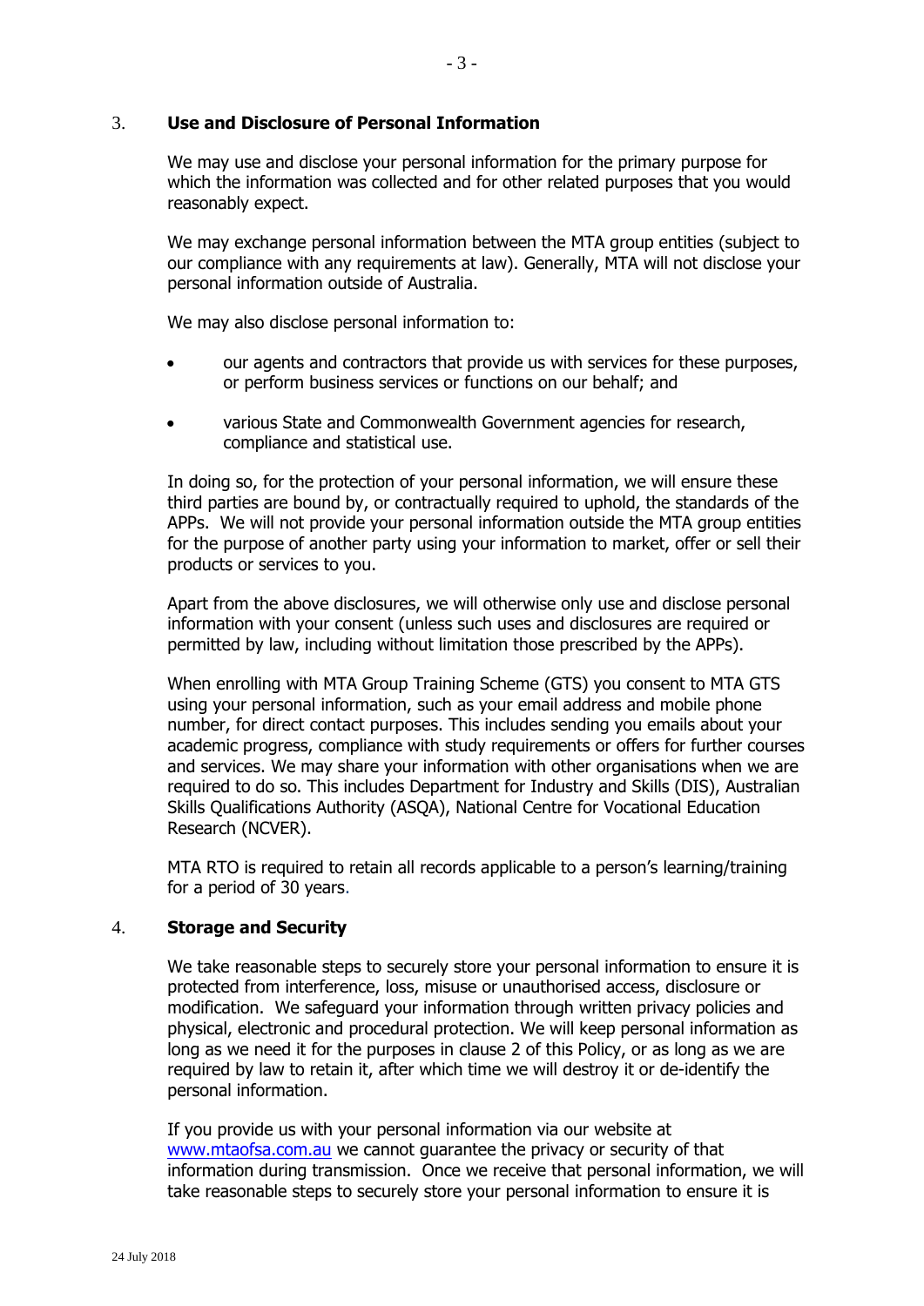## 3. Use and Disclosure of Personal Information

We may use and disclose your personal information for the primary purpose for which the information was collected and for other related purposes that you would reasonably expect.

We may exchange personal information between the MTA group entities (subject to our compliance with any requirements at law). Generally, MTA will not disclose your personal information outside of Australia.

We may also disclose personal information to:

- our agents and contractors that provide us with services for these purposes, or perform business services or functions on our behalf; and
- various State and Commonwealth Government agencies for research, compliance and statistical use.

In doing so, for the protection of your personal information, we will ensure these third parties are bound by, or contractually required to uphold, the standards of the APPs. We will not provide your personal information outside the MTA group entities for the purpose of another party using your information to market, offer or sell their products or services to you.

Apart from the above disclosures, we will otherwise only use and disclose personal information with your consent (unless such uses and disclosures are required or permitted by law, including without limitation those prescribed by the APPs).

When enrolling with MTA Group Training Scheme (GTS) you consent to MTA GTS using your personal information, such as your email address and mobile phone number, for direct contact purposes. This includes sending you emails about your academic progress, compliance with study requirements or offers for further courses and services. We may share your information with other organisations when we are required to do so. This includes Department for Industry and Skills (DIS), Australian Skills Qualifications Authority (ASQA), National Centre for Vocational Education Research (NCVER).

MTA RTO is required to retain all records applicable to a person's learning/training for a period of 30 years.

## 4. Storage and Security

We take reasonable steps to securely store your personal information to ensure it is protected from interference, loss, misuse or unauthorised access, disclosure or modification. We safeguard your information through written privacy policies and physical, electronic and procedural protection. We will keep personal information as long as we need it for the purposes in clause 2 of this Policy, or as long as we are required by law to retain it, after which time we will destroy it or de-identify the personal information.

If you provide us with your personal information via our website at www.mtaofsa.com.au we cannot guarantee the privacy or security of that information during transmission. Once we receive that personal information, we will take reasonable steps to securely store your personal information to ensure it is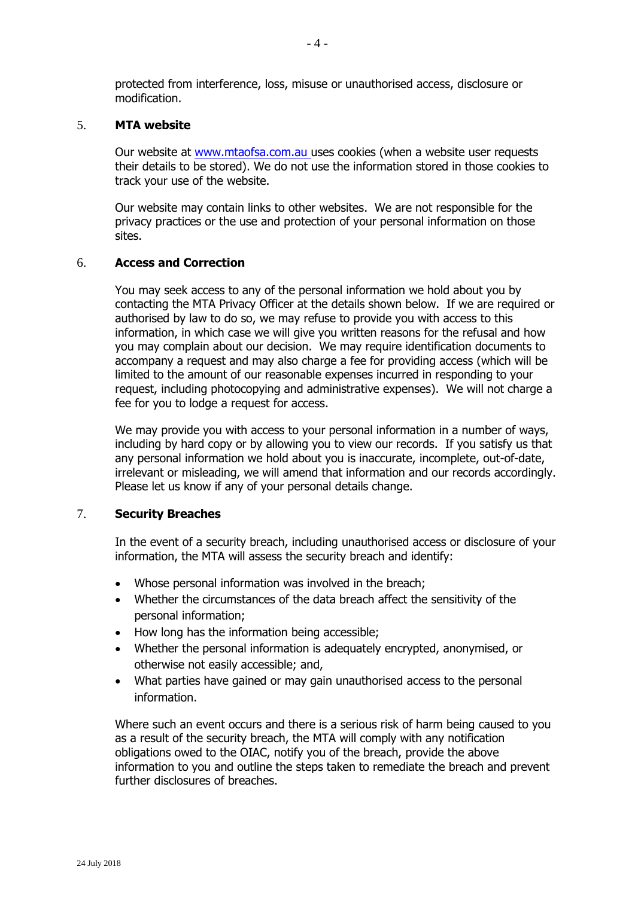protected from interference, loss, misuse or unauthorised access, disclosure or modification.

## 5. MTA website

Our website at www.mtaofsa.com.au uses cookies (when a website user requests their details to be stored). We do not use the information stored in those cookies to track your use of the website.

Our website may contain links to other websites. We are not responsible for the privacy practices or the use and protection of your personal information on those sites.

## 6. Access and Correction

You may seek access to any of the personal information we hold about you by contacting the MTA Privacy Officer at the details shown below. If we are required or authorised by law to do so, we may refuse to provide you with access to this information, in which case we will give you written reasons for the refusal and how you may complain about our decision. We may require identification documents to accompany a request and may also charge a fee for providing access (which will be limited to the amount of our reasonable expenses incurred in responding to your request, including photocopying and administrative expenses). We will not charge a fee for you to lodge a request for access.

We may provide you with access to your personal information in a number of ways, including by hard copy or by allowing you to view our records. If you satisfy us that any personal information we hold about you is inaccurate, incomplete, out-of-date, irrelevant or misleading, we will amend that information and our records accordingly. Please let us know if any of your personal details change.

## 7. Security Breaches

In the event of a security breach, including unauthorised access or disclosure of your information, the MTA will assess the security breach and identify:

- Whose personal information was involved in the breach;
- Whether the circumstances of the data breach affect the sensitivity of the personal information;
- How long has the information being accessible;
- Whether the personal information is adequately encrypted, anonymised, or otherwise not easily accessible; and,
- What parties have gained or may gain unauthorised access to the personal information.

Where such an event occurs and there is a serious risk of harm being caused to you as a result of the security breach, the MTA will comply with any notification obligations owed to the OIAC, notify you of the breach, provide the above information to you and outline the steps taken to remediate the breach and prevent further disclosures of breaches.

24 July 2018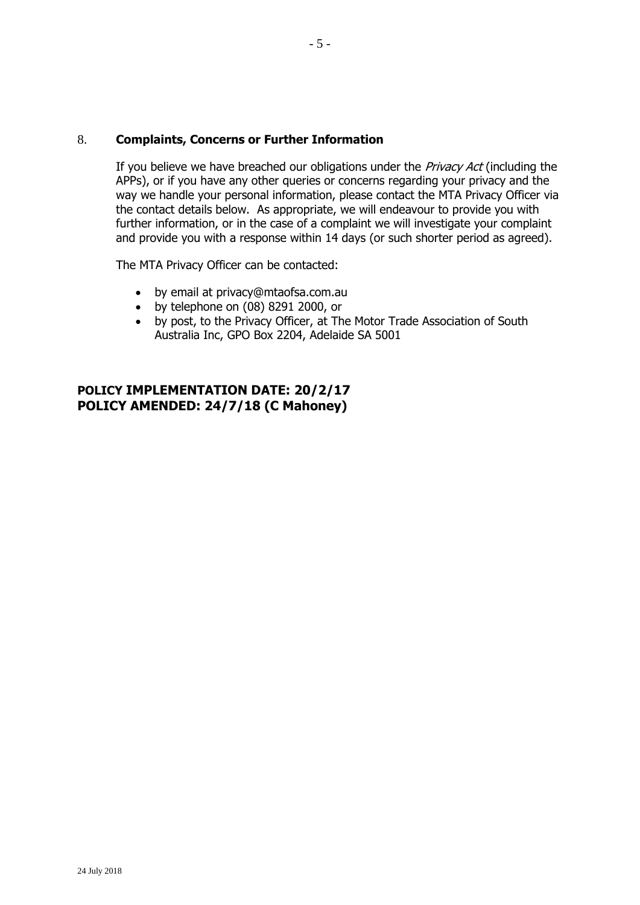## 8. **Complaints, Concerns or Further Information**

If you believe we have breached our obligations under the *Privacy Act* (including the APPs), or if you have any other queries or concerns regarding your privacy and the way we handle your personal information, please contact the MTA Privacy Officer via the contact details below. As appropriate, we will endeavour to provide you with further information, or in the case of a complaint we will investigate your complaint and provide you with a response within 14 days (or such shorter period as agreed).

The MTA Privacy Officer can be contacted:

- by email at privacy@mtaofsa.com.au
- by telephone on (08) 8291 2000, or
- by post, to the Privacy Officer, at The Motor Trade Association of South Australia Inc, GPO Box 2204, Adelaide SA 5001

**POLICY IMPLEMENTATION DATE: 20/2/17**
**POLICY AMENDED: 24/7/18 (C Mahoney)**